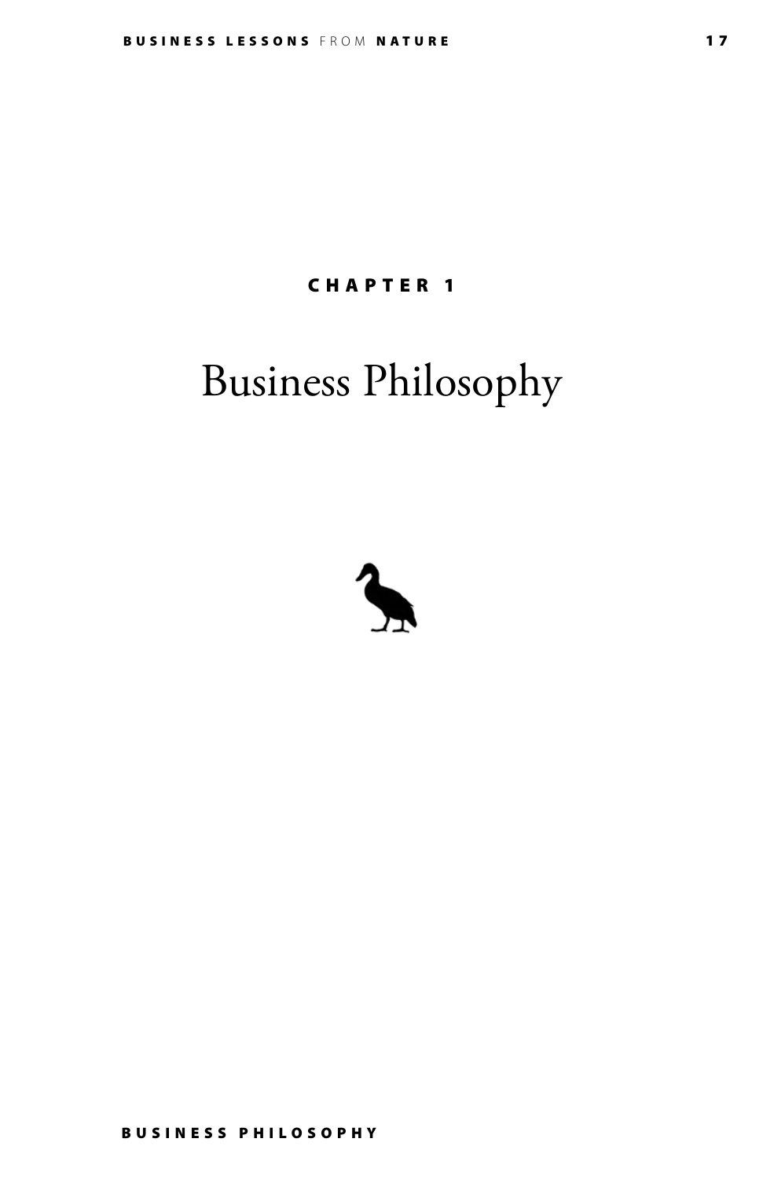CHAPTER 1

# Business Philosophy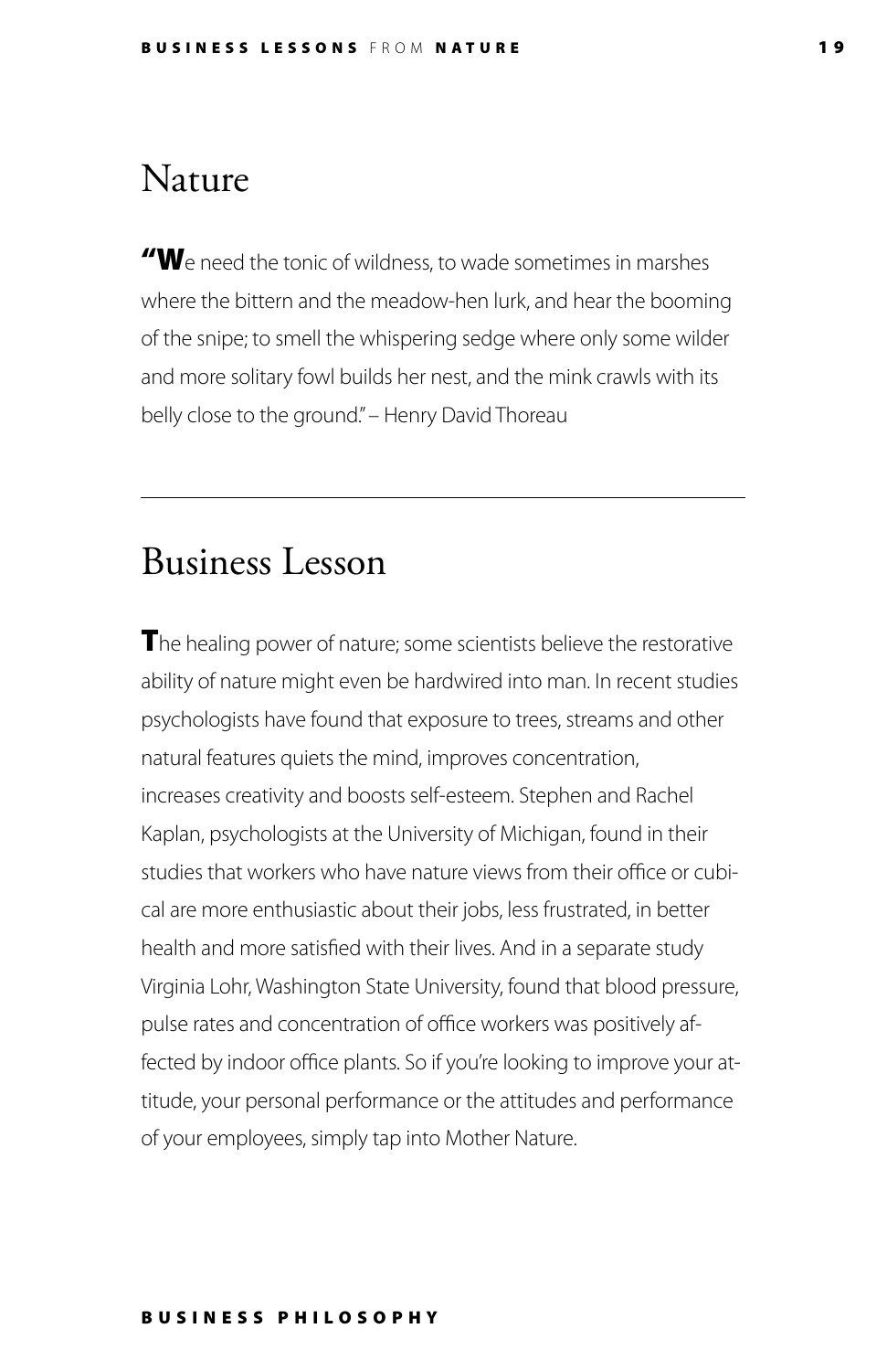## Nature

"We need the tonic of wildness, to wade sometimes in marshes where the bittern and the meadow-hen lurk, and hear the booming of the snipe; to smell the whispering sedge where only some wilder and more solitary fowl builds her nest, and the mink crawls with its belly close to the ground." – Henry David Thoreau

---

## Business Lesson

The healing power of nature; some scientists believe the restorative ability of nature might even be hardwired into man. In recent studies psychologists have found that exposure to trees, streams and other natural features quiets the mind, improves concentration, increases creativity and boosts self-esteem. Stephen and Rachel Kaplan, psychologists at the University of Michigan, found in their studies that workers who have nature views from their office or cubical are more enthusiastic about their jobs, less frustrated, in better health and more satisfied with their lives. And in a separate study Virginia Lohr, Washington State University, found that blood pressure, pulse rates and concentration of office workers was positively affected by indoor office plants. So if you're looking to improve your attitude, your personal performance or the attitudes and performance of your employees, simply tap into Mother Nature.